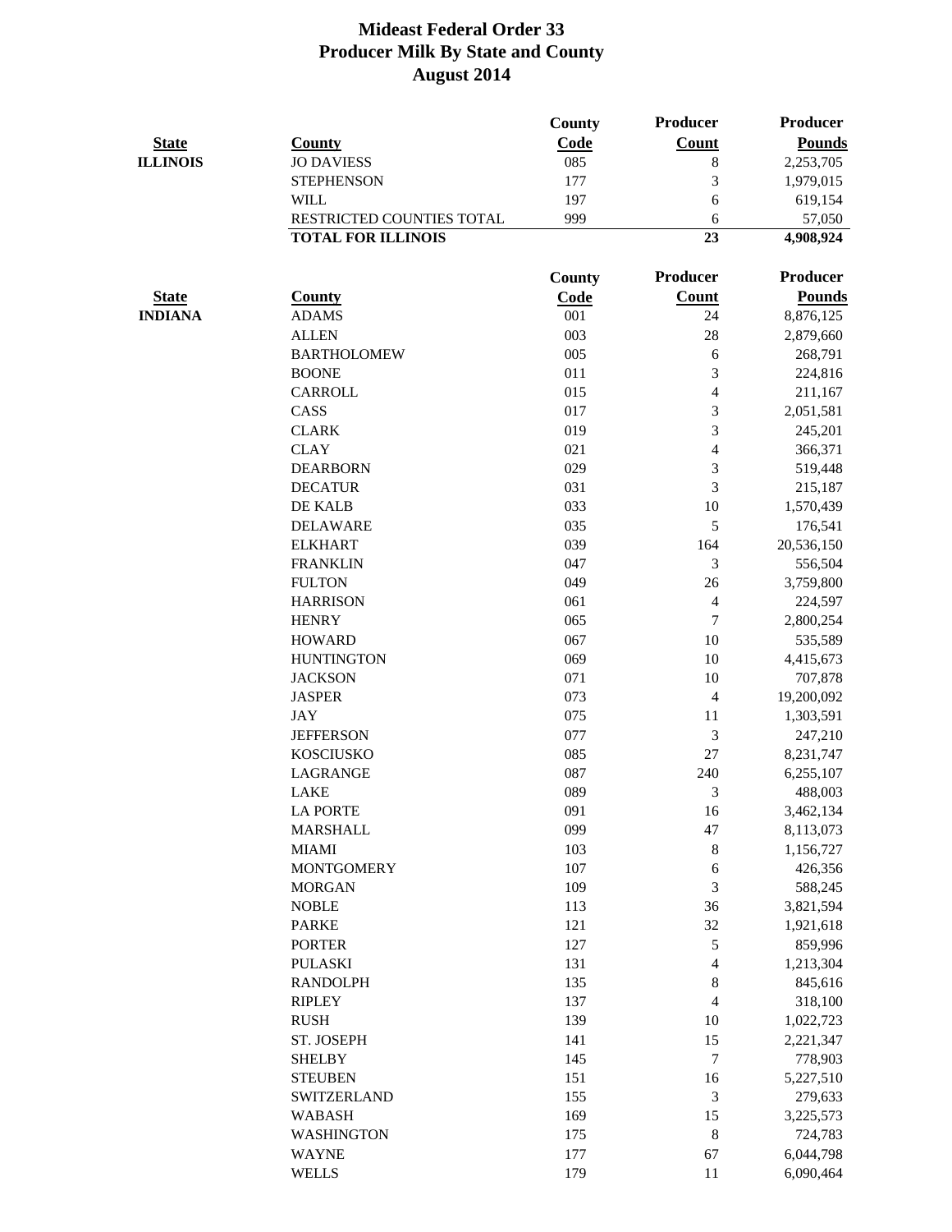# Mideast Federal Order 33
## Producer Milk By State and County
## August 2014

| State | County | County Code | Producer Count | Producer Pounds |
|---|---|---|---|---|
| ILLINOIS | JO DAVIESS | 085 | 8 | 2,253,705 |
| | STEPHENSON | 177 | 3 | 1,979,015 |
| | WILL | 197 | 6 | 619,154 |
| | RESTRICTED COUNTIES TOTAL | 999 | 6 | 57,050 |
| | **TOTAL FOR ILLINOIS** | | **23** | **4,908,924** |

| State | County | County Code | Producer Count | Producer Pounds |
|---|---|---|---|---|
| INDIANA | ADAMS | 001 | 24 | 8,876,125 |
| | ALLEN | 003 | 28 | 2,879,660 |
| | BARTHOLOMEW | 005 | 6 | 268,791 |
| | BOONE | 011 | 3 | 224,816 |
| | CARROLL | 015 | 4 | 211,167 |
| | CASS | 017 | 3 | 2,051,581 |
| | CLARK | 019 | 3 | 245,201 |
| | CLAY | 021 | 4 | 366,371 |
| | DEARBORN | 029 | 3 | 519,448 |
| | DECATUR | 031 | 3 | 215,187 |
| | DE KALB | 033 | 10 | 1,570,439 |
| | DELAWARE | 035 | 5 | 176,541 |
| | ELKHART | 039 | 164 | 20,536,150 |
| | FRANKLIN | 047 | 3 | 556,504 |
| | FULTON | 049 | 26 | 3,759,800 |
| | HARRISON | 061 | 4 | 224,597 |
| | HENRY | 065 | 7 | 2,800,254 |
| | HOWARD | 067 | 10 | 535,589 |
| | HUNTINGTON | 069 | 10 | 4,415,673 |
| | JACKSON | 071 | 10 | 707,878 |
| | JASPER | 073 | 4 | 19,200,092 |
| | JAY | 075 | 11 | 1,303,591 |
| | JEFFERSON | 077 | 3 | 247,210 |
| | KOSCIUSKO | 085 | 27 | 8,231,747 |
| | LAGRANGE | 087 | 240 | 6,255,107 |
| | LAKE | 089 | 3 | 488,003 |
| | LA PORTE | 091 | 16 | 3,462,134 |
| | MARSHALL | 099 | 47 | 8,113,073 |
| | MIAMI | 103 | 8 | 1,156,727 |
| | MONTGOMERY | 107 | 6 | 426,356 |
| | MORGAN | 109 | 3 | 588,245 |
| | NOBLE | 113 | 36 | 3,821,594 |
| | PARKE | 121 | 32 | 1,921,618 |
| | PORTER | 127 | 5 | 859,996 |
| | PULASKI | 131 | 4 | 1,213,304 |
| | RANDOLPH | 135 | 8 | 845,616 |
| | RIPLEY | 137 | 4 | 318,100 |
| | RUSH | 139 | 10 | 1,022,723 |
| | ST. JOSEPH | 141 | 15 | 2,221,347 |
| | SHELBY | 145 | 7 | 778,903 |
| | STEUBEN | 151 | 16 | 5,227,510 |
| | SWITZERLAND | 155 | 3 | 279,633 |
| | WABASH | 169 | 15 | 3,225,573 |
| | WASHINGTON | 175 | 8 | 724,783 |
| | WAYNE | 177 | 67 | 6,044,798 |
| | WELLS | 179 | 11 | 6,090,464 |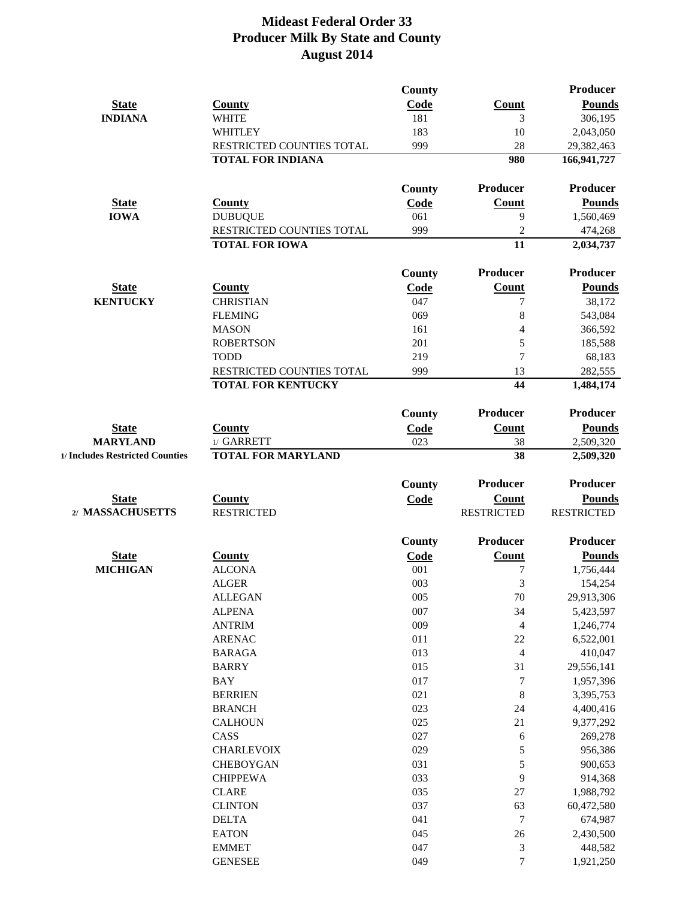# Mideast Federal Order 33
## Producer Milk By State and County
## August 2014

| State | County | County Code | Count | Producer Pounds |
|---|---|---|---|---|
| **INDIANA** | WHITE | 181 | 3 | 306,195 |
| | WHITLEY | 183 | 10 | 2,043,050 |
| | RESTRICTED COUNTIES TOTAL | 999 | 28 | 29,382,463 |
| | **TOTAL FOR INDIANA** | | **980** | **166,941,727** |

| State | County | County Code | Producer Count | Producer Pounds |
|---|---|---|---|---|
| **IOWA** | DUBUQUE | 061 | 9 | 1,560,469 |
| | RESTRICTED COUNTIES TOTAL | 999 | 2 | 474,268 |
| | **TOTAL FOR IOWA** | | **11** | **2,034,737** |

| State | County | County Code | Producer Count | Producer Pounds |
|---|---|---|---|---|
| **KENTUCKY** | CHRISTIAN | 047 | 7 | 38,172 |
| | FLEMING | 069 | 8 | 543,084 |
| | MASON | 161 | 4 | 366,592 |
| | ROBERTSON | 201 | 5 | 185,588 |
| | TODD | 219 | 7 | 68,183 |
| | RESTRICTED COUNTIES TOTAL | 999 | 13 | 282,555 |
| | **TOTAL FOR KENTUCKY** | | **44** | **1,484,174** |

| State | County | County Code | Producer Count | Producer Pounds |
|---|---|---|---|---|
| **MARYLAND** | 1/ GARRETT | 023 | 38 | 2,509,320 |
| **1/ Includes Restricted Counties** | **TOTAL FOR MARYLAND** | | **38** | **2,509,320** |

| State | County | County Code | Producer Count | Producer Pounds |
|---|---|---|---|---|
| **2/ MASSACHUSETTS** | RESTRICTED | | RESTRICTED | RESTRICTED |

| State | County | County Code | Producer Count | Producer Pounds |
|---|---|---|---|---|
| **MICHIGAN** | ALCONA | 001 | 7 | 1,756,444 |
| | ALGER | 003 | 3 | 154,254 |
| | ALLEGAN | 005 | 70 | 29,913,306 |
| | ALPENA | 007 | 34 | 5,423,597 |
| | ANTRIM | 009 | 4 | 1,246,774 |
| | ARENAC | 011 | 22 | 6,522,001 |
| | BARAGA | 013 | 4 | 410,047 |
| | BARRY | 015 | 31 | 29,556,141 |
| | BAY | 017 | 7 | 1,957,396 |
| | BERRIEN | 021 | 8 | 3,395,753 |
| | BRANCH | 023 | 24 | 4,400,416 |
| | CALHOUN | 025 | 21 | 9,377,292 |
| | CASS | 027 | 6 | 269,278 |
| | CHARLEVOIX | 029 | 5 | 956,386 |
| | CHEBOYGAN | 031 | 5 | 900,653 |
| | CHIPPEWA | 033 | 9 | 914,368 |
| | CLARE | 035 | 27 | 1,988,792 |
| | CLINTON | 037 | 63 | 60,472,580 |
| | DELTA | 041 | 7 | 674,987 |
| | EATON | 045 | 26 | 2,430,500 |
| | EMMET | 047 | 3 | 448,582 |
| | GENESEE | 049 | 7 | 1,921,250 |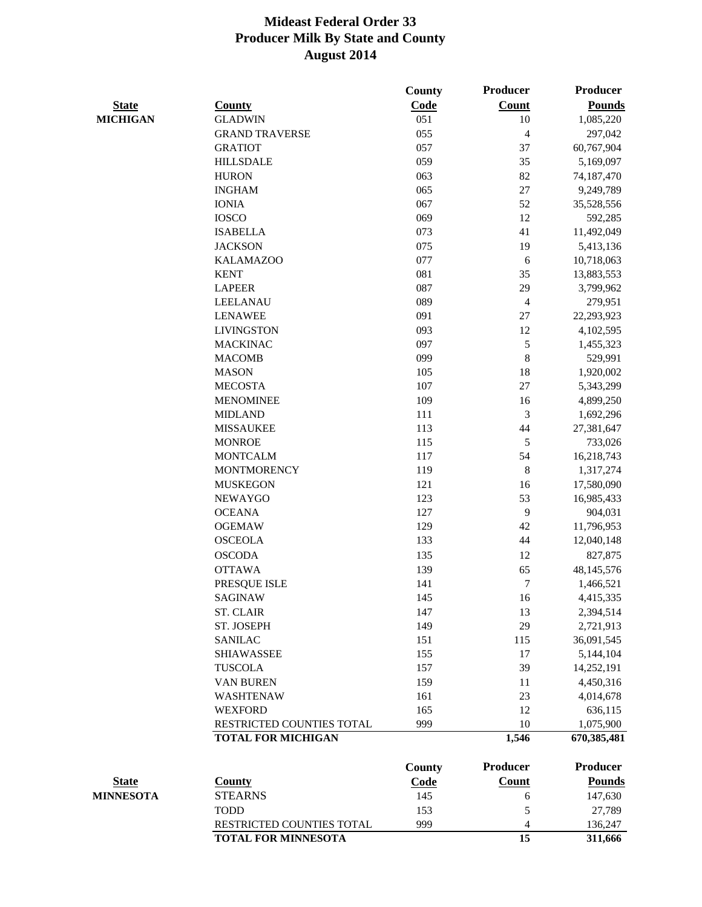# Mideast Federal Order 33
## Producer Milk By State and County
### August 2014

| State | County | County Code | Producer Count | Producer Pounds |
|---|---|---|---|---|
| MICHIGAN | GLADWIN | 051 | 10 | 1,085,220 |
| | GRAND TRAVERSE | 055 | 4 | 297,042 |
| | GRATIOT | 057 | 37 | 60,767,904 |
| | HILLSDALE | 059 | 35 | 5,169,097 |
| | HURON | 063 | 82 | 74,187,470 |
| | INGHAM | 065 | 27 | 9,249,789 |
| | IONIA | 067 | 52 | 35,528,556 |
| | IOSCO | 069 | 12 | 592,285 |
| | ISABELLA | 073 | 41 | 11,492,049 |
| | JACKSON | 075 | 19 | 5,413,136 |
| | KALAMAZOO | 077 | 6 | 10,718,063 |
| | KENT | 081 | 35 | 13,883,553 |
| | LAPEER | 087 | 29 | 3,799,962 |
| | LEELANAU | 089 | 4 | 279,951 |
| | LENAWEE | 091 | 27 | 22,293,923 |
| | LIVINGSTON | 093 | 12 | 4,102,595 |
| | MACKINAC | 097 | 5 | 1,455,323 |
| | MACOMB | 099 | 8 | 529,991 |
| | MASON | 105 | 18 | 1,920,002 |
| | MECOSTA | 107 | 27 | 5,343,299 |
| | MENOMINEE | 109 | 16 | 4,899,250 |
| | MIDLAND | 111 | 3 | 1,692,296 |
| | MISSAUKEE | 113 | 44 | 27,381,647 |
| | MONROE | 115 | 5 | 733,026 |
| | MONTCALM | 117 | 54 | 16,218,743 |
| | MONTMORENCY | 119 | 8 | 1,317,274 |
| | MUSKEGON | 121 | 16 | 17,580,090 |
| | NEWAYGO | 123 | 53 | 16,985,433 |
| | OCEANA | 127 | 9 | 904,031 |
| | OGEMAW | 129 | 42 | 11,796,953 |
| | OSCEOLA | 133 | 44 | 12,040,148 |
| | OSCODA | 135 | 12 | 827,875 |
| | OTTAWA | 139 | 65 | 48,145,576 |
| | PRESQUE ISLE | 141 | 7 | 1,466,521 |
| | SAGINAW | 145 | 16 | 4,415,335 |
| | ST. CLAIR | 147 | 13 | 2,394,514 |
| | ST. JOSEPH | 149 | 29 | 2,721,913 |
| | SANILAC | 151 | 115 | 36,091,545 |
| | SHIAWASSEE | 155 | 17 | 5,144,104 |
| | TUSCOLA | 157 | 39 | 14,252,191 |
| | VAN BUREN | 159 | 11 | 4,450,316 |
| | WASHTENAW | 161 | 23 | 4,014,678 |
| | WEXFORD | 165 | 12 | 636,115 |
| | RESTRICTED COUNTIES TOTAL | 999 | 10 | 1,075,900 |
| | **TOTAL FOR MICHIGAN** | | **1,546** | **670,385,481** |

| State | County | County Code | Producer Count | Producer Pounds |
|---|---|---|---|---|
| MINNESOTA | STEARNS | 145 | 6 | 147,630 |
| | TODD | 153 | 5 | 27,789 |
| | RESTRICTED COUNTIES TOTAL | 999 | 4 | 136,247 |
| | **TOTAL FOR MINNESOTA** | | **15** | **311,666** |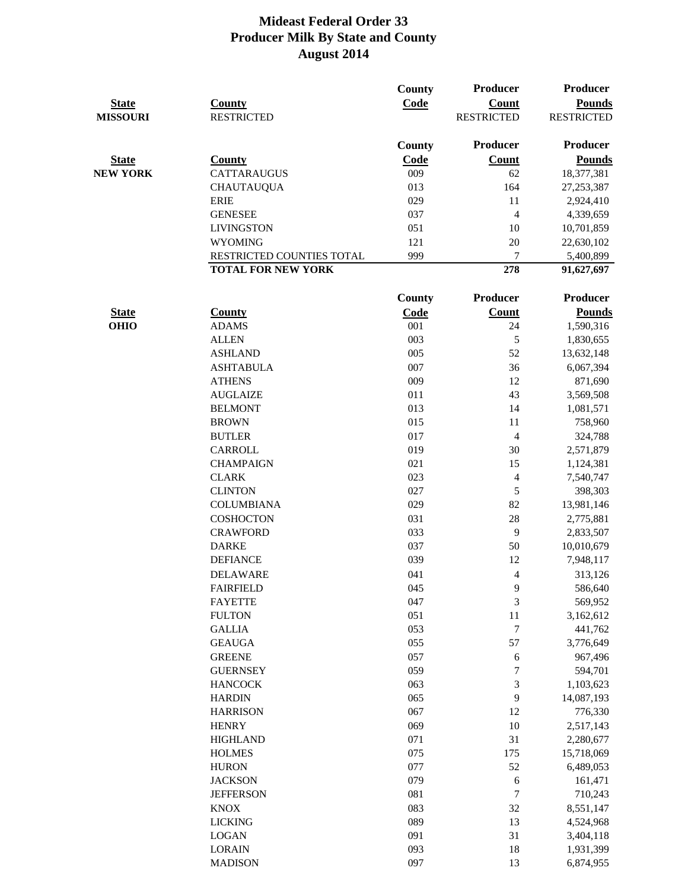# Mideast Federal Order 33
## Producer Milk By State and County
## August 2014

| State | County | County Code | Producer Count | Producer Pounds |
|---|---|---|---|---|
| MISSOURI | RESTRICTED | | RESTRICTED | RESTRICTED |

| State | County | County Code | Producer Count | Producer Pounds |
|---|---|---|---|---|
| NEW YORK | CATTARAUGUS | 009 | 62 | 18,377,381 |
| | CHAUTAUQUA | 013 | 164 | 27,253,387 |
| | ERIE | 029 | 11 | 2,924,410 |
| | GENESEE | 037 | 4 | 4,339,659 |
| | LIVINGSTON | 051 | 10 | 10,701,859 |
| | WYOMING | 121 | 20 | 22,630,102 |
| | RESTRICTED COUNTIES TOTAL | 999 | 7 | 5,400,899 |
| | **TOTAL FOR NEW YORK** | | **278** | **91,627,697** |

| State | County | County Code | Producer Count | Producer Pounds |
|---|---|---|---|---|
| OHIO | ADAMS | 001 | 24 | 1,590,316 |
| | ALLEN | 003 | 5 | 1,830,655 |
| | ASHLAND | 005 | 52 | 13,632,148 |
| | ASHTABULA | 007 | 36 | 6,067,394 |
| | ATHENS | 009 | 12 | 871,690 |
| | AUGLAIZE | 011 | 43 | 3,569,508 |
| | BELMONT | 013 | 14 | 1,081,571 |
| | BROWN | 015 | 11 | 758,960 |
| | BUTLER | 017 | 4 | 324,788 |
| | CARROLL | 019 | 30 | 2,571,879 |
| | CHAMPAIGN | 021 | 15 | 1,124,381 |
| | CLARK | 023 | 4 | 7,540,747 |
| | CLINTON | 027 | 5 | 398,303 |
| | COLUMBIANA | 029 | 82 | 13,981,146 |
| | COSHOCTON | 031 | 28 | 2,775,881 |
| | CRAWFORD | 033 | 9 | 2,833,507 |
| | DARKE | 037 | 50 | 10,010,679 |
| | DEFIANCE | 039 | 12 | 7,948,117 |
| | DELAWARE | 041 | 4 | 313,126 |
| | FAIRFIELD | 045 | 9 | 586,640 |
| | FAYETTE | 047 | 3 | 569,952 |
| | FULTON | 051 | 11 | 3,162,612 |
| | GALLIA | 053 | 7 | 441,762 |
| | GEAUGA | 055 | 57 | 3,776,649 |
| | GREENE | 057 | 6 | 967,496 |
| | GUERNSEY | 059 | 7 | 594,701 |
| | HANCOCK | 063 | 3 | 1,103,623 |
| | HARDIN | 065 | 9 | 14,087,193 |
| | HARRISON | 067 | 12 | 776,330 |
| | HENRY | 069 | 10 | 2,517,143 |
| | HIGHLAND | 071 | 31 | 2,280,677 |
| | HOLMES | 075 | 175 | 15,718,069 |
| | HURON | 077 | 52 | 6,489,053 |
| | JACKSON | 079 | 6 | 161,471 |
| | JEFFERSON | 081 | 7 | 710,243 |
| | KNOX | 083 | 32 | 8,551,147 |
| | LICKING | 089 | 13 | 4,524,968 |
| | LOGAN | 091 | 31 | 3,404,118 |
| | LORAIN | 093 | 18 | 1,931,399 |
| | MADISON | 097 | 13 | 6,874,955 |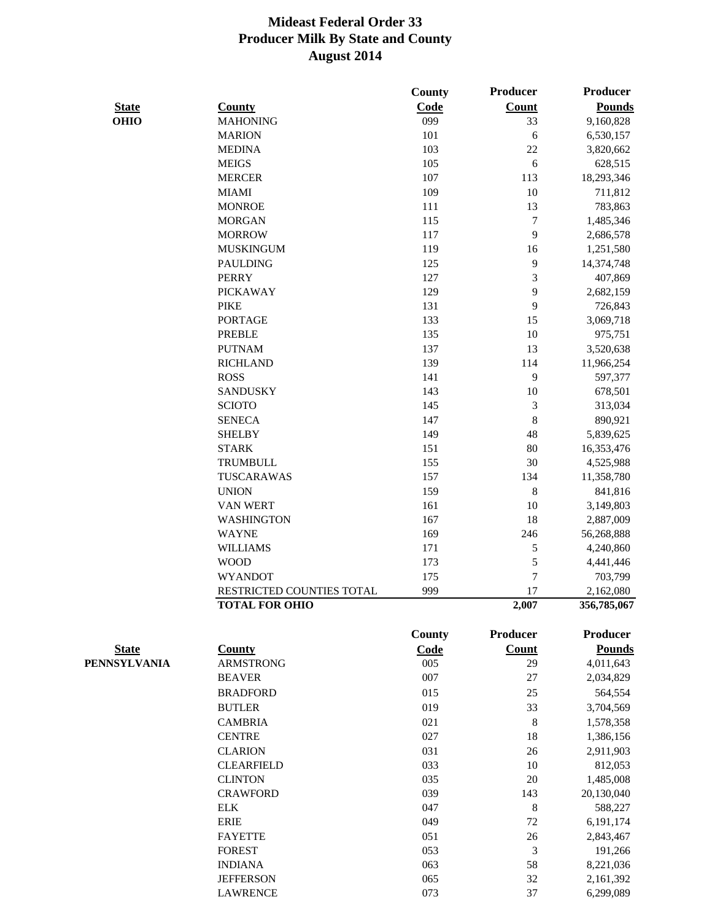# Mideast Federal Order 33
# Producer Milk By State and County
# August 2014

| State | County | County Code | Producer Count | Producer Pounds |
|---|---|---|---|---|
| **OHIO** | MAHONING | 099 | 33 | 9,160,828 |
| | MARION | 101 | 6 | 6,530,157 |
| | MEDINA | 103 | 22 | 3,820,662 |
| | MEIGS | 105 | 6 | 628,515 |
| | MERCER | 107 | 113 | 18,293,346 |
| | MIAMI | 109 | 10 | 711,812 |
| | MONROE | 111 | 13 | 783,863 |
| | MORGAN | 115 | 7 | 1,485,346 |
| | MORROW | 117 | 9 | 2,686,578 |
| | MUSKINGUM | 119 | 16 | 1,251,580 |
| | PAULDING | 125 | 9 | 14,374,748 |
| | PERRY | 127 | 3 | 407,869 |
| | PICKAWAY | 129 | 9 | 2,682,159 |
| | PIKE | 131 | 9 | 726,843 |
| | PORTAGE | 133 | 15 | 3,069,718 |
| | PREBLE | 135 | 10 | 975,751 |
| | PUTNAM | 137 | 13 | 3,520,638 |
| | RICHLAND | 139 | 114 | 11,966,254 |
| | ROSS | 141 | 9 | 597,377 |
| | SANDUSKY | 143 | 10 | 678,501 |
| | SCIOTO | 145 | 3 | 313,034 |
| | SENECA | 147 | 8 | 890,921 |
| | SHELBY | 149 | 48 | 5,839,625 |
| | STARK | 151 | 80 | 16,353,476 |
| | TRUMBULL | 155 | 30 | 4,525,988 |
| | TUSCARAWAS | 157 | 134 | 11,358,780 |
| | UNION | 159 | 8 | 841,816 |
| | VAN WERT | 161 | 10 | 3,149,803 |
| | WASHINGTON | 167 | 18 | 2,887,009 |
| | WAYNE | 169 | 246 | 56,268,888 |
| | WILLIAMS | 171 | 5 | 4,240,860 |
| | WOOD | 173 | 5 | 4,441,446 |
| | WYANDOT | 175 | 7 | 703,799 |
| | RESTRICTED COUNTIES TOTAL | 999 | 17 | 2,162,080 |
| | **TOTAL FOR OHIO** | | **2,007** | **356,785,067** |

| State | County | County Code | Producer Count | Producer Pounds |
|---|---|---|---|---|
| **PENNSYLVANIA** | ARMSTRONG | 005 | 29 | 4,011,643 |
| | BEAVER | 007 | 27 | 2,034,829 |
| | BRADFORD | 015 | 25 | 564,554 |
| | BUTLER | 019 | 33 | 3,704,569 |
| | CAMBRIA | 021 | 8 | 1,578,358 |
| | CENTRE | 027 | 18 | 1,386,156 |
| | CLARION | 031 | 26 | 2,911,903 |
| | CLEARFIELD | 033 | 10 | 812,053 |
| | CLINTON | 035 | 20 | 1,485,008 |
| | CRAWFORD | 039 | 143 | 20,130,040 |
| | ELK | 047 | 8 | 588,227 |
| | ERIE | 049 | 72 | 6,191,174 |
| | FAYETTE | 051 | 26 | 2,843,467 |
| | FOREST | 053 | 3 | 191,266 |
| | INDIANA | 063 | 58 | 8,221,036 |
| | JEFFERSON | 065 | 32 | 2,161,392 |
| | LAWRENCE | 073 | 37 | 6,299,089 |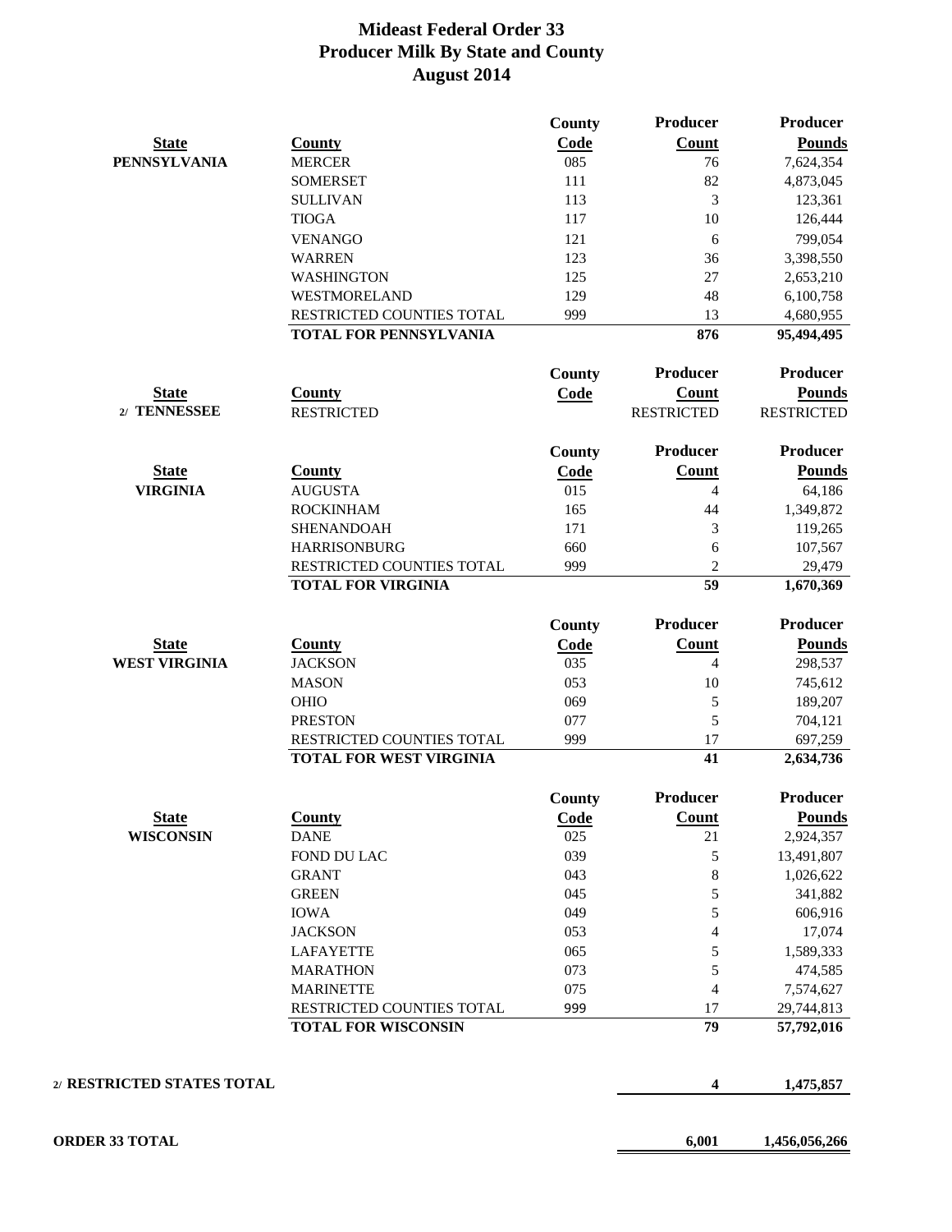# Mideast Federal Order 33
## Producer Milk By State and County
## August 2014

| State | County | County Code | Producer Count | Producer Pounds |
|---|---|---|---|---|
| PENNSYLVANIA | MERCER | 085 | 76 | 7,624,354 |
| | SOMERSET | 111 | 82 | 4,873,045 |
| | SULLIVAN | 113 | 3 | 123,361 |
| | TIOGA | 117 | 10 | 126,444 |
| | VENANGO | 121 | 6 | 799,054 |
| | WARREN | 123 | 36 | 3,398,550 |
| | WASHINGTON | 125 | 27 | 2,653,210 |
| | WESTMORELAND | 129 | 48 | 6,100,758 |
| | RESTRICTED COUNTIES TOTAL | 999 | 13 | 4,680,955 |
| | **TOTAL FOR PENNSYLVANIA** | | **876** | **95,494,495** |

| State | County | County Code | Producer Count | Producer Pounds |
|---|---|---|---|---|
| 2/ TENNESSEE | RESTRICTED | | RESTRICTED | RESTRICTED |

| State | County | County Code | Producer Count | Producer Pounds |
|---|---|---|---|---|
| VIRGINIA | AUGUSTA | 015 | 4 | 64,186 |
| | ROCKINHAM | 165 | 44 | 1,349,872 |
| | SHENANDOAH | 171 | 3 | 119,265 |
| | HARRISONBURG | 660 | 6 | 107,567 |
| | RESTRICTED COUNTIES TOTAL | 999 | 2 | 29,479 |
| | **TOTAL FOR VIRGINIA** | | **59** | **1,670,369** |

| State | County | County Code | Producer Count | Producer Pounds |
|---|---|---|---|---|
| WEST VIRGINIA | JACKSON | 035 | 4 | 298,537 |
| | MASON | 053 | 10 | 745,612 |
| | OHIO | 069 | 5 | 189,207 |
| | PRESTON | 077 | 5 | 704,121 |
| | RESTRICTED COUNTIES TOTAL | 999 | 17 | 697,259 |
| | **TOTAL FOR WEST VIRGINIA** | | **41** | **2,634,736** |

| State | County | County Code | Producer Count | Producer Pounds |
|---|---|---|---|---|
| WISCONSIN | DANE | 025 | 21 | 2,924,357 |
| | FOND DU LAC | 039 | 5 | 13,491,807 |
| | GRANT | 043 | 8 | 1,026,622 |
| | GREEN | 045 | 5 | 341,882 |
| | IOWA | 049 | 5 | 606,916 |
| | JACKSON | 053 | 4 | 17,074 |
| | LAFAYETTE | 065 | 5 | 1,589,333 |
| | MARATHON | 073 | 5 | 474,585 |
| | MARINETTE | 075 | 4 | 7,574,627 |
| | RESTRICTED COUNTIES TOTAL | 999 | 17 | 29,744,813 |
| | **TOTAL FOR WISCONSIN** | | **79** | **57,792,016** |

| | | | Producer Count | Producer Pounds |
|---|---|---|---|---|
| **2/ RESTRICTED STATES TOTAL** | | | **4** | **1,475,857** |
| **ORDER 33 TOTAL** | | | **6,001** | **1,456,056,266** |